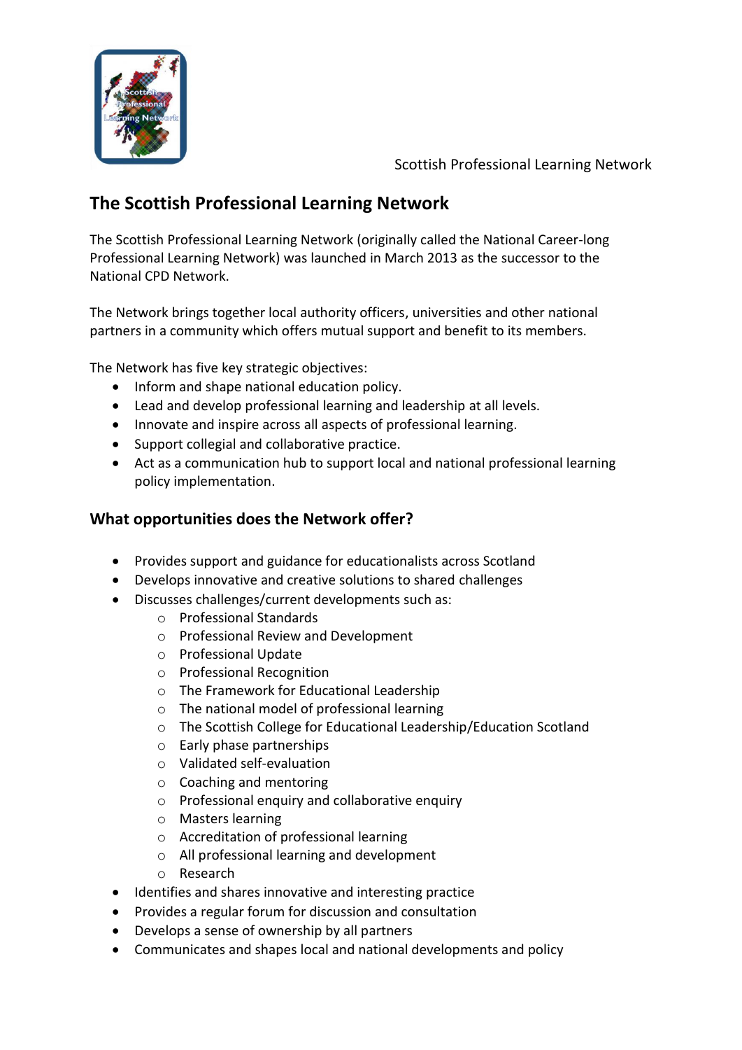Scottish Professional Learning Network

## The Scottish Professional Learning Network

The Scottish Professional Learning Network (originally called the National Career-long Professional Learning Network) was launched in March 2013 as the successor to the National CPD Network.

The Network brings together local authority officers, universities and other national partners in a community which offers mutual support and benefit to its members.

The Network has five key strategic objectives:

- Inform and shape national education policy.
- Lead and develop professional learning and leadership at all levels.
- Innovate and inspire across all aspects of professional learning.
- Support collegial and collaborative practice.
- Act as a communication hub to support local and national professional learning policy implementation.

### What opportunities does the Network offer?

- Provides support and guidance for educationalists across Scotland
- Develops innovative and creative solutions to shared challenges
- Discusses challenges/current developments such as:
    - Professional Standards
    - Professional Review and Development
    - Professional Update
    - Professional Recognition
    - The Framework for Educational Leadership
    - The national model of professional learning
    - The Scottish College for Educational Leadership/Education Scotland
    - Early phase partnerships
    - Validated self-evaluation
    - Coaching and mentoring
    - Professional enquiry and collaborative enquiry
    - Masters learning
    - Accreditation of professional learning
    - All professional learning and development
    - Research
- Identifies and shares innovative and interesting practice
- Provides a regular forum for discussion and consultation
- Develops a sense of ownership by all partners
- Communicates and shapes local and national developments and policy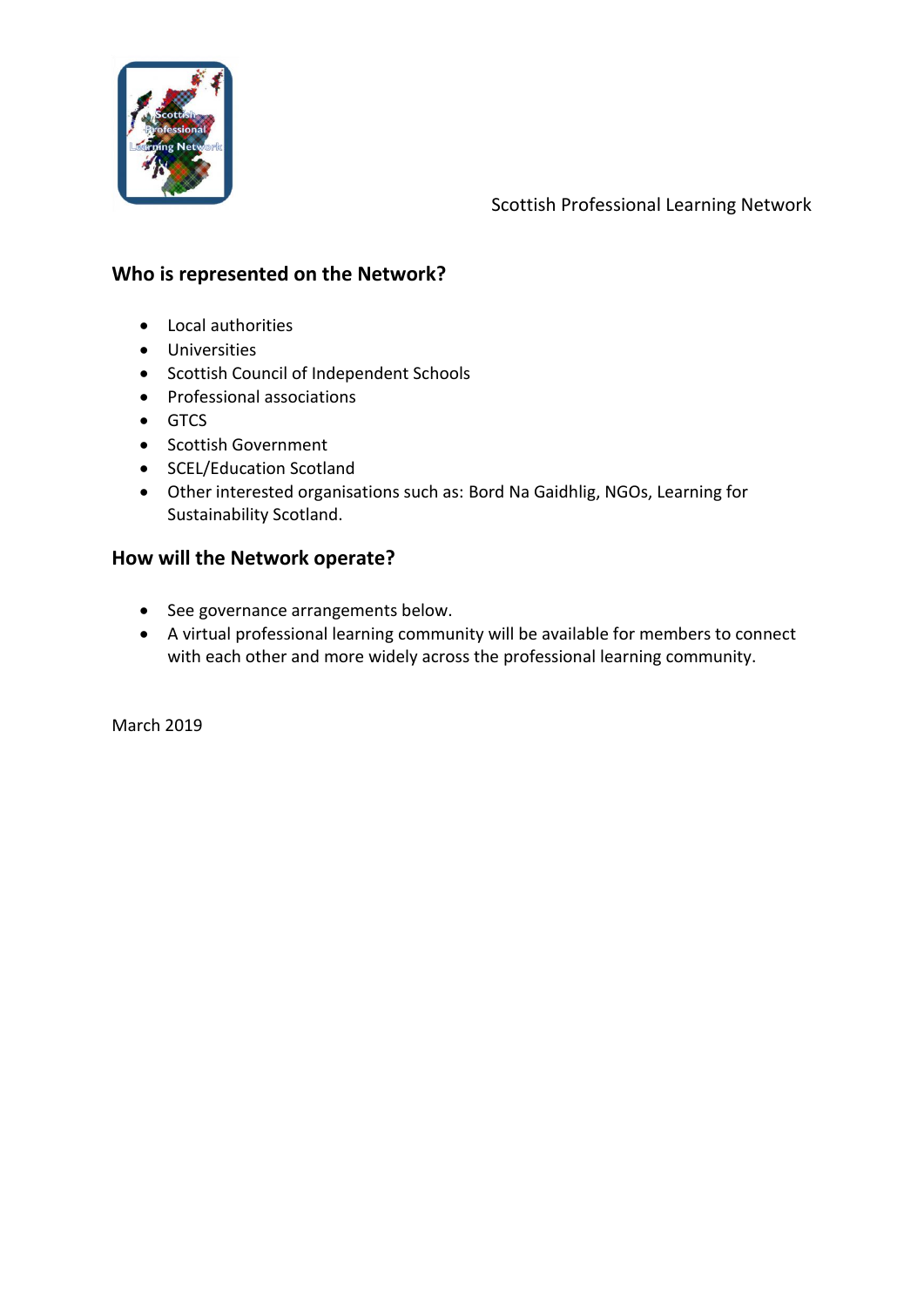Scottish Professional Learning Network

## Who is represented on the Network?

- Local authorities
- Universities
- Scottish Council of Independent Schools
- Professional associations
- GTCS
- Scottish Government
- SCEL/Education Scotland
- Other interested organisations such as: Bord Na Gaidhlig, NGOs, Learning for Sustainability Scotland.

## How will the Network operate?

- See governance arrangements below.
- A virtual professional learning community will be available for members to connect with each other and more widely across the professional learning community.

March 2019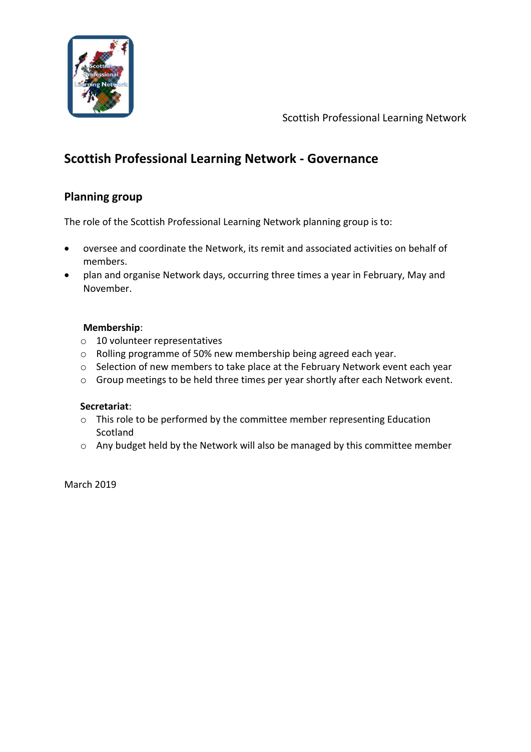Scottish Professional Learning Network

# Scottish Professional Learning Network - Governance

## Planning group

The role of the Scottish Professional Learning Network planning group is to:

- oversee and coordinate the Network, its remit and associated activities on behalf of members.
- plan and organise Network days, occurring three times a year in February, May and November.

**Membership**:

- 10 volunteer representatives
- Rolling programme of 50% new membership being agreed each year.
- Selection of new members to take place at the February Network event each year
- Group meetings to be held three times per year shortly after each Network event.

**Secretariat**:

- This role to be performed by the committee member representing Education Scotland
- Any budget held by the Network will also be managed by this committee member

March 2019